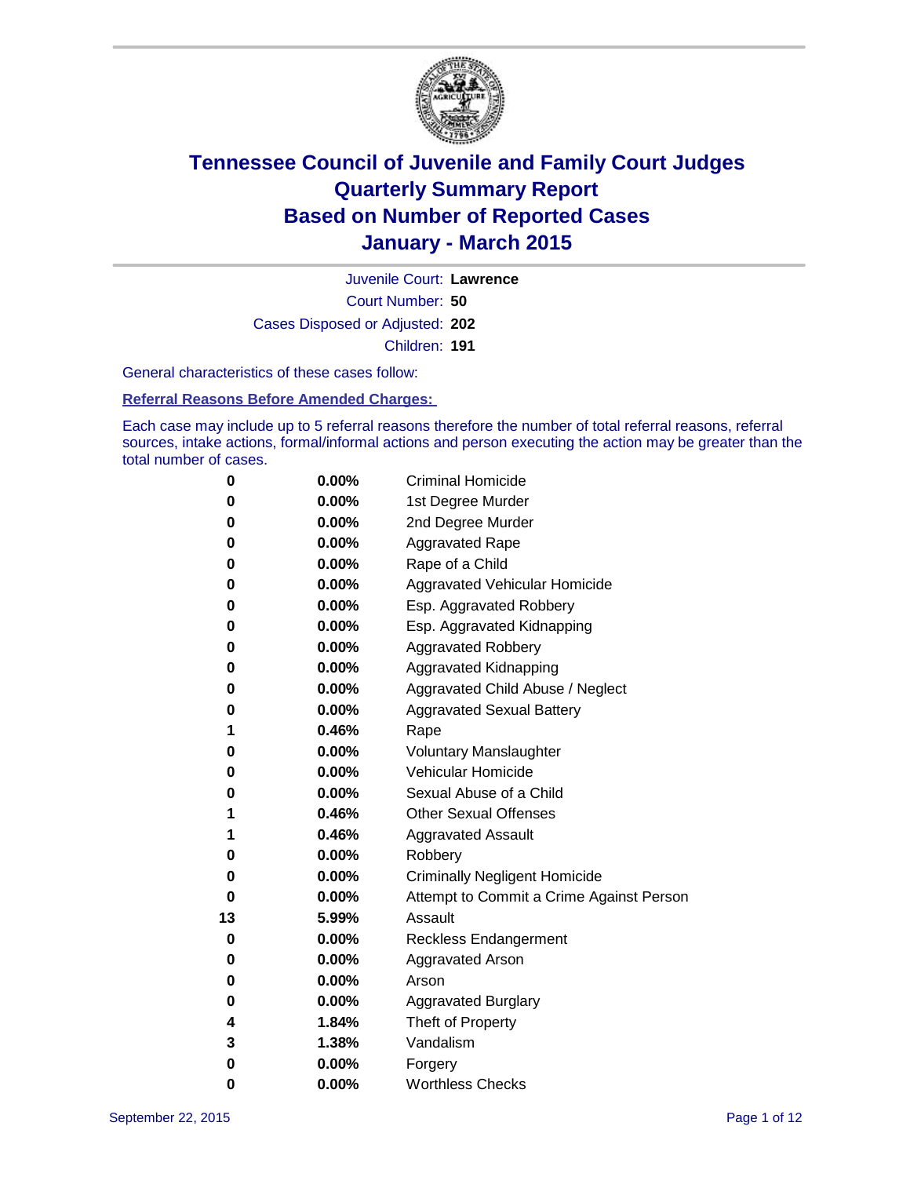# Tennessee Council of Juvenile and Family Court Judges
# Quarterly Summary Report
# Based on Number of Reported Cases
# January - March 2015

Juvenile Court: **Lawrence**

Court Number: **50**

Cases Disposed or Adjusted: **202**

Children: **191**

General characteristics of these cases follow:

**Referral Reasons Before Amended Charges:**

Each case may include up to 5 referral reasons therefore the number of total referral reasons, referral sources, intake actions, formal/informal actions and person executing the action may be greater than the total number of cases.

| Count | Percent | Referral Reason |
|---|---|---|
| 0 | 0.00% | Criminal Homicide |
| 0 | 0.00% | 1st Degree Murder |
| 0 | 0.00% | 2nd Degree Murder |
| 0 | 0.00% | Aggravated Rape |
| 0 | 0.00% | Rape of a Child |
| 0 | 0.00% | Aggravated Vehicular Homicide |
| 0 | 0.00% | Esp. Aggravated Robbery |
| 0 | 0.00% | Esp. Aggravated Kidnapping |
| 0 | 0.00% | Aggravated Robbery |
| 0 | 0.00% | Aggravated Kidnapping |
| 0 | 0.00% | Aggravated Child Abuse / Neglect |
| 0 | 0.00% | Aggravated Sexual Battery |
| 1 | 0.46% | Rape |
| 0 | 0.00% | Voluntary Manslaughter |
| 0 | 0.00% | Vehicular Homicide |
| 0 | 0.00% | Sexual Abuse of a Child |
| 1 | 0.46% | Other Sexual Offenses |
| 1 | 0.46% | Aggravated Assault |
| 0 | 0.00% | Robbery |
| 0 | 0.00% | Criminally Negligent Homicide |
| 0 | 0.00% | Attempt to Commit a Crime Against Person |
| 13 | 5.99% | Assault |
| 0 | 0.00% | Reckless Endangerment |
| 0 | 0.00% | Aggravated Arson |
| 0 | 0.00% | Arson |
| 0 | 0.00% | Aggravated Burglary |
| 4 | 1.84% | Theft of Property |
| 3 | 1.38% | Vandalism |
| 0 | 0.00% | Forgery |
| 0 | 0.00% | Worthless Checks |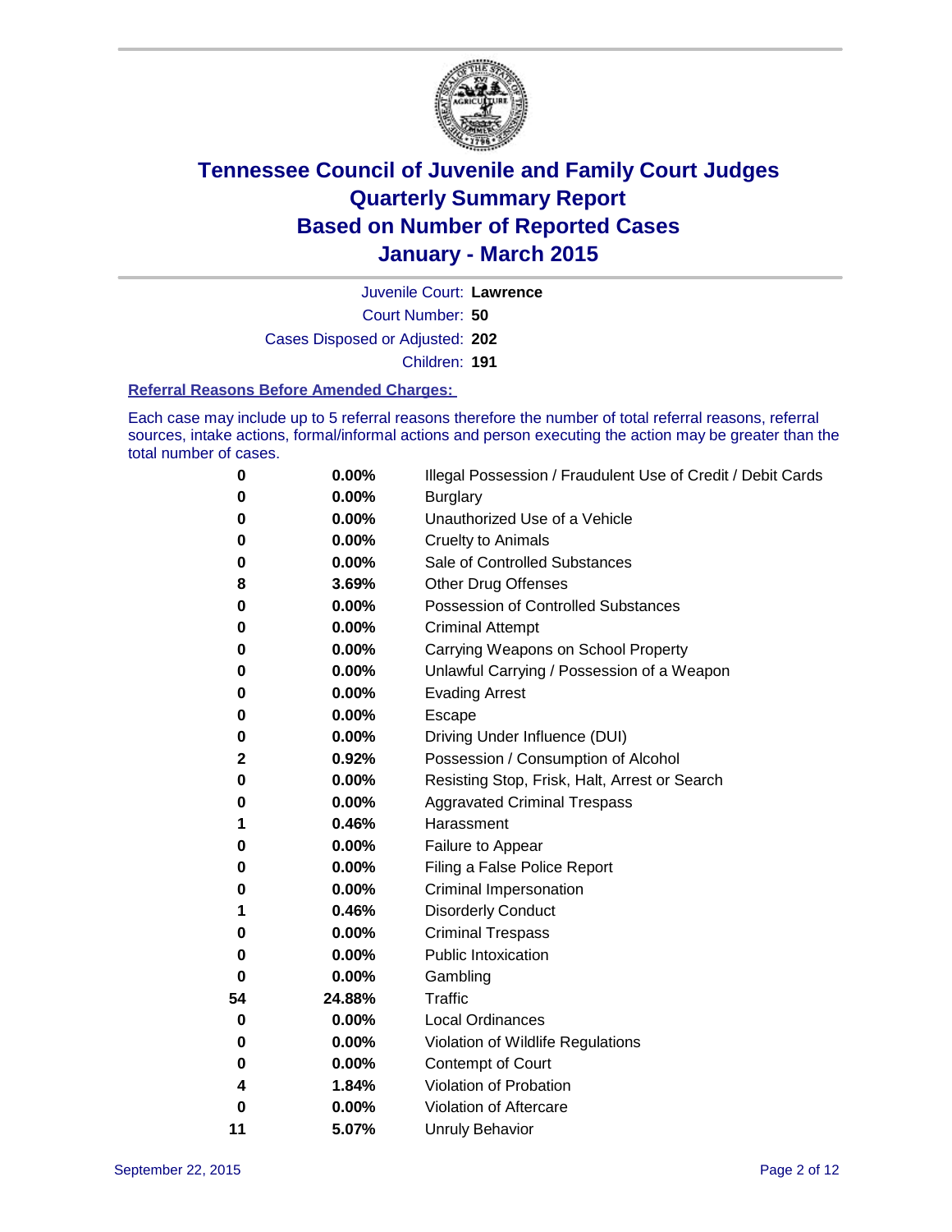# Tennessee Council of Juvenile and Family Court Judges
## Quarterly Summary Report
## Based on Number of Reported Cases
## January - March 2015

Juvenile Court: **Lawrence**

Court Number: **50**

Cases Disposed or Adjusted: **202**

Children: **191**

### Referral Reasons Before Amended Charges:

Each case may include up to 5 referral reasons therefore the number of total referral reasons, referral sources, intake actions, formal/informal actions and person executing the action may be greater than the total number of cases.

| Count | Percent | Referral Reason |
|---|---|---|
| 0 | 0.00% | Illegal Possession / Fraudulent Use of Credit / Debit Cards |
| 0 | 0.00% | Burglary |
| 0 | 0.00% | Unauthorized Use of a Vehicle |
| 0 | 0.00% | Cruelty to Animals |
| 0 | 0.00% | Sale of Controlled Substances |
| 8 | 3.69% | Other Drug Offenses |
| 0 | 0.00% | Possession of Controlled Substances |
| 0 | 0.00% | Criminal Attempt |
| 0 | 0.00% | Carrying Weapons on School Property |
| 0 | 0.00% | Unlawful Carrying / Possession of a Weapon |
| 0 | 0.00% | Evading Arrest |
| 0 | 0.00% | Escape |
| 0 | 0.00% | Driving Under Influence (DUI) |
| 2 | 0.92% | Possession / Consumption of Alcohol |
| 0 | 0.00% | Resisting Stop, Frisk, Halt, Arrest or Search |
| 0 | 0.00% | Aggravated Criminal Trespass |
| 1 | 0.46% | Harassment |
| 0 | 0.00% | Failure to Appear |
| 0 | 0.00% | Filing a False Police Report |
| 0 | 0.00% | Criminal Impersonation |
| 1 | 0.46% | Disorderly Conduct |
| 0 | 0.00% | Criminal Trespass |
| 0 | 0.00% | Public Intoxication |
| 0 | 0.00% | Gambling |
| 54 | 24.88% | Traffic |
| 0 | 0.00% | Local Ordinances |
| 0 | 0.00% | Violation of Wildlife Regulations |
| 0 | 0.00% | Contempt of Court |
| 4 | 1.84% | Violation of Probation |
| 0 | 0.00% | Violation of Aftercare |
| 11 | 5.07% | Unruly Behavior |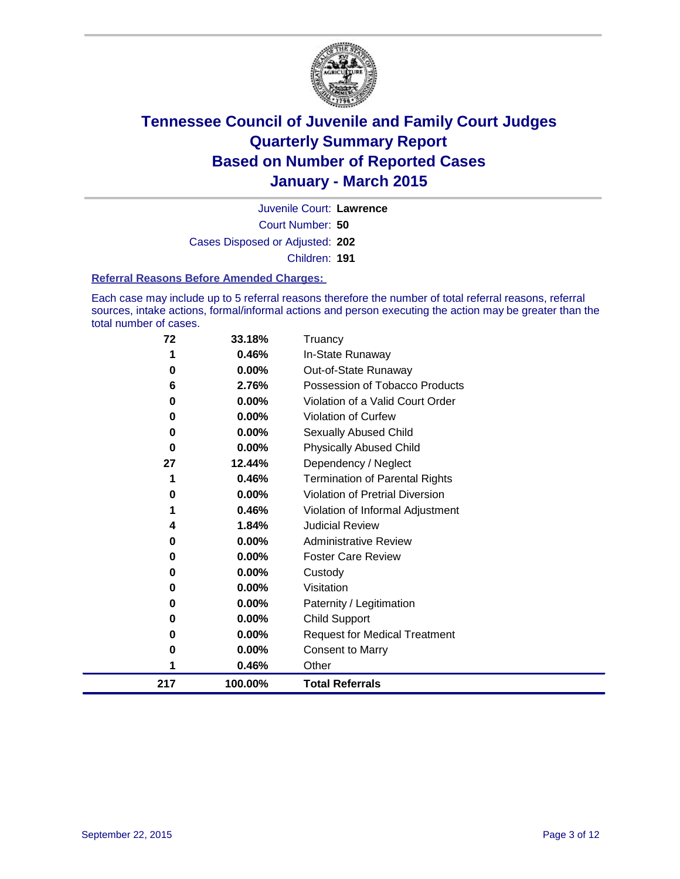# Tennessee Council of Juvenile and Family Court Judges
## Quarterly Summary Report
## Based on Number of Reported Cases
## January - March 2015

Juvenile Court: **Lawrence**

Court Number: **50**

Cases Disposed or Adjusted: **202**

Children: **191**

### Referral Reasons Before Amended Charges:

Each case may include up to 5 referral reasons therefore the number of total referral reasons, referral sources, intake actions, formal/informal actions and person executing the action may be greater than the total number of cases.

| Count | Percent | Referral Reason |
|---|---|---|
| 72 | 33.18% | Truancy |
| 1 | 0.46% | In-State Runaway |
| 0 | 0.00% | Out-of-State Runaway |
| 6 | 2.76% | Possession of Tobacco Products |
| 0 | 0.00% | Violation of a Valid Court Order |
| 0 | 0.00% | Violation of Curfew |
| 0 | 0.00% | Sexually Abused Child |
| 0 | 0.00% | Physically Abused Child |
| 27 | 12.44% | Dependency / Neglect |
| 1 | 0.46% | Termination of Parental Rights |
| 0 | 0.00% | Violation of Pretrial Diversion |
| 1 | 0.46% | Violation of Informal Adjustment |
| 4 | 1.84% | Judicial Review |
| 0 | 0.00% | Administrative Review |
| 0 | 0.00% | Foster Care Review |
| 0 | 0.00% | Custody |
| 0 | 0.00% | Visitation |
| 0 | 0.00% | Paternity / Legitimation |
| 0 | 0.00% | Child Support |
| 0 | 0.00% | Request for Medical Treatment |
| 0 | 0.00% | Consent to Marry |
| 1 | 0.46% | Other |
| **217** | **100.00%** | **Total Referrals** |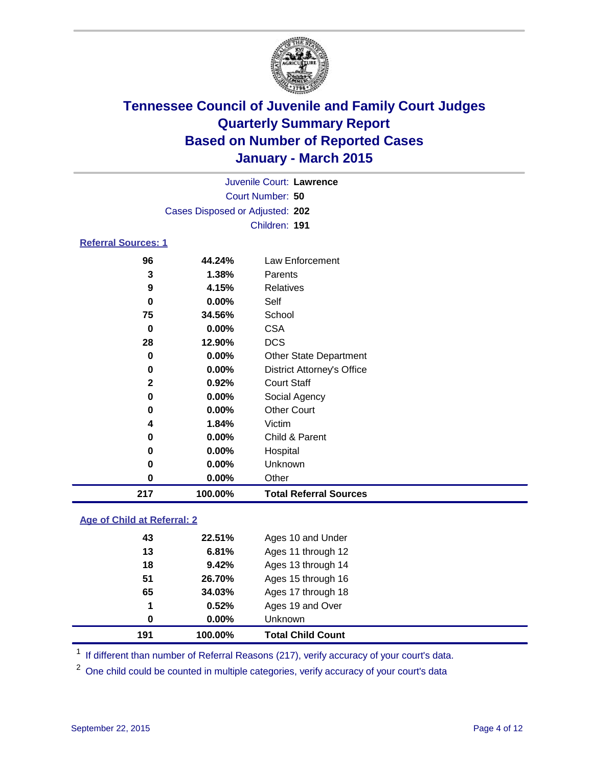# Tennessee Council of Juvenile and Family Court Judges
## Quarterly Summary Report
## Based on Number of Reported Cases
## January - March 2015

Juvenile Court: **Lawrence**
Court Number: **50**
Cases Disposed or Adjusted: **202**
Children: **191**

### Referral Sources: 1

| Count | Percent | Source |
|---|---|---|
| 96 | 44.24% | Law Enforcement |
| 3 | 1.38% | Parents |
| 9 | 4.15% | Relatives |
| 0 | 0.00% | Self |
| 75 | 34.56% | School |
| 0 | 0.00% | CSA |
| 28 | 12.90% | DCS |
| 0 | 0.00% | Other State Department |
| 0 | 0.00% | District Attorney's Office |
| 2 | 0.92% | Court Staff |
| 0 | 0.00% | Social Agency |
| 0 | 0.00% | Other Court |
| 4 | 1.84% | Victim |
| 0 | 0.00% | Child & Parent |
| 0 | 0.00% | Hospital |
| 0 | 0.00% | Unknown |
| 0 | 0.00% | Other |
| **217** | **100.00%** | **Total Referral Sources** |

### Age of Child at Referral: 2

| Count | Percent | Age |
|---|---|---|
| 43 | 22.51% | Ages 10 and Under |
| 13 | 6.81% | Ages 11 through 12 |
| 18 | 9.42% | Ages 13 through 14 |
| 51 | 26.70% | Ages 15 through 16 |
| 65 | 34.03% | Ages 17 through 18 |
| 1 | 0.52% | Ages 19 and Over |
| 0 | 0.00% | Unknown |
| **191** | **100.00%** | **Total Child Count** |

[1] If different than number of Referral Reasons (217), verify accuracy of your court's data.

[2] One child could be counted in multiple categories, verify accuracy of your court's data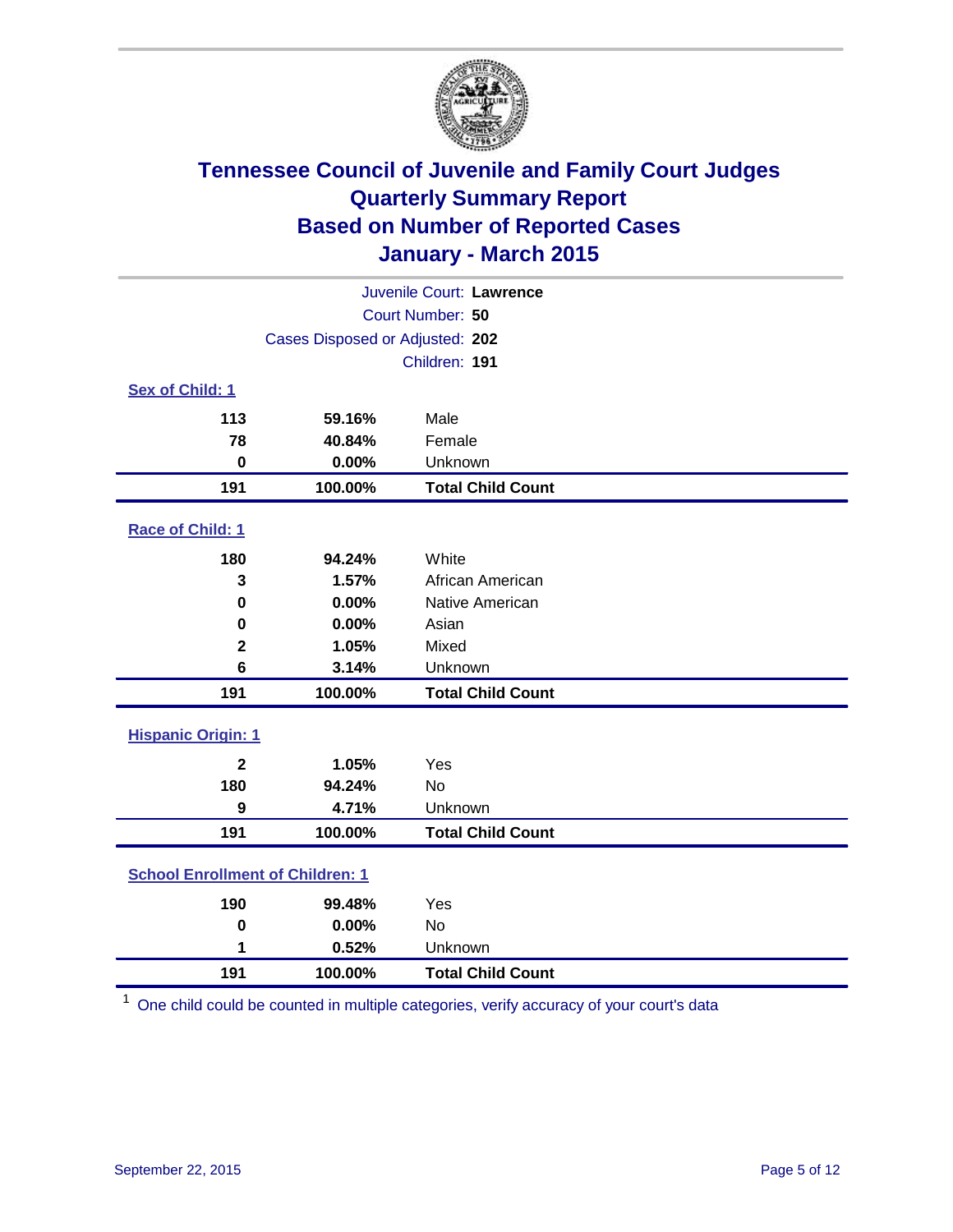# Tennessee Council of Juvenile and Family Court Judges
# Quarterly Summary Report
# Based on Number of Reported Cases
# January - March 2015

Juvenile Court: **Lawrence**

Court Number: **50**

Cases Disposed or Adjusted: **202**

Children: **191**

## Sex of Child: [1]

| Count | Percent | Category |
|---|---|---|
| 113 | 59.16% | Male |
| 78 | 40.84% | Female |
| 0 | 0.00% | Unknown |
| **191** | **100.00%** | **Total Child Count** |

## Race of Child: [1]

| Count | Percent | Category |
|---|---|---|
| 180 | 94.24% | White |
| 3 | 1.57% | African American |
| 0 | 0.00% | Native American |
| 0 | 0.00% | Asian |
| 2 | 1.05% | Mixed |
| 6 | 3.14% | Unknown |
| **191** | **100.00%** | **Total Child Count** |

## Hispanic Origin: [1]

| Count | Percent | Category |
|---|---|---|
| 2 | 1.05% | Yes |
| 180 | 94.24% | No |
| 9 | 4.71% | Unknown |
| **191** | **100.00%** | **Total Child Count** |

## School Enrollment of Children: [1]

| Count | Percent | Category |
|---|---|---|
| 190 | 99.48% | Yes |
| 0 | 0.00% | No |
| 1 | 0.52% | Unknown |
| **191** | **100.00%** | **Total Child Count** |

[1] One child could be counted in multiple categories, verify accuracy of your court's data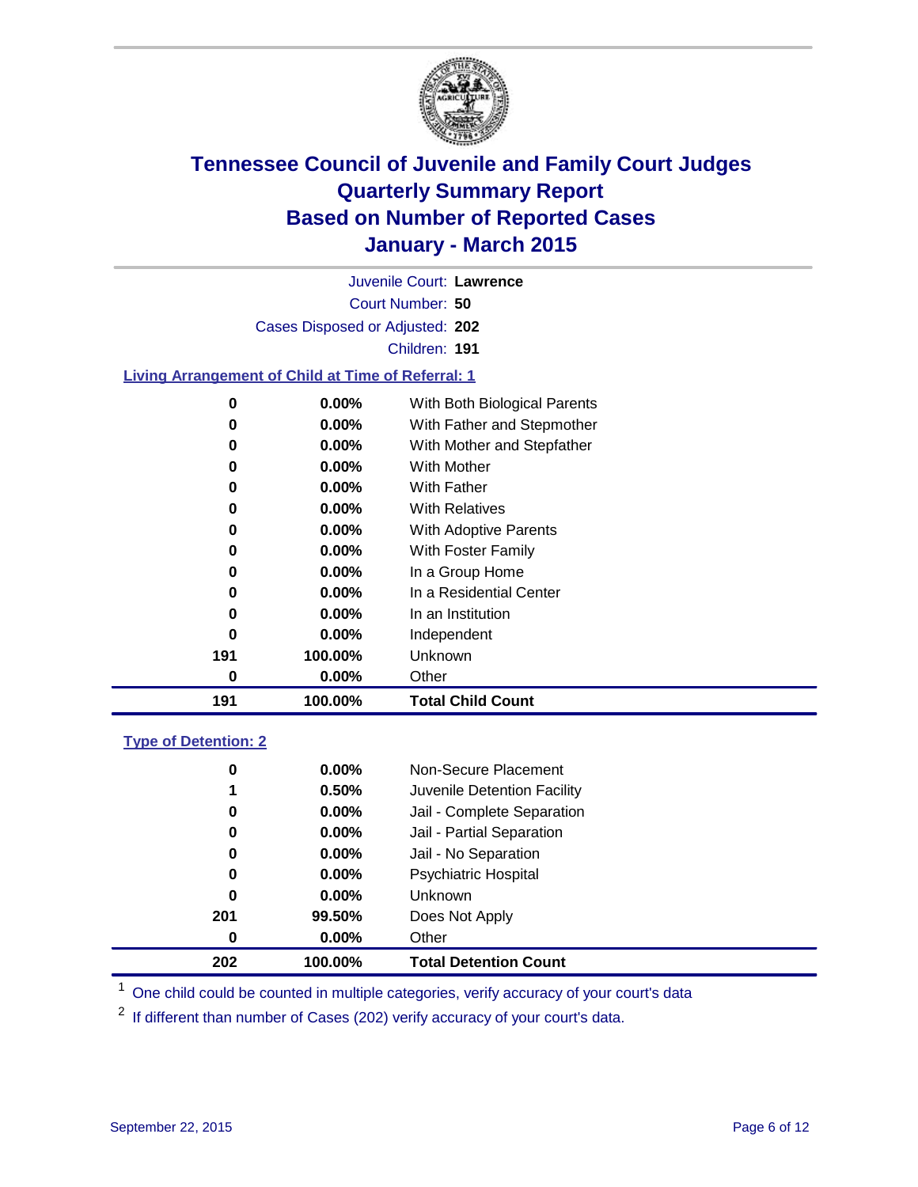# Tennessee Council of Juvenile and Family Court Judges
## Quarterly Summary Report
## Based on Number of Reported Cases
## January - March 2015

Juvenile Court: **Lawrence**

Court Number: **50**

Cases Disposed or Adjusted: **202**

Children: **191**

### Living Arrangement of Child at Time of Referral: 1

| Count | Percent | Category |
|---|---|---|
| 0 | 0.00% | With Both Biological Parents |
| 0 | 0.00% | With Father and Stepmother |
| 0 | 0.00% | With Mother and Stepfather |
| 0 | 0.00% | With Mother |
| 0 | 0.00% | With Father |
| 0 | 0.00% | With Relatives |
| 0 | 0.00% | With Adoptive Parents |
| 0 | 0.00% | With Foster Family |
| 0 | 0.00% | In a Group Home |
| 0 | 0.00% | In a Residential Center |
| 0 | 0.00% | In an Institution |
| 0 | 0.00% | Independent |
| 191 | 100.00% | Unknown |
| 0 | 0.00% | Other |
| **191** | **100.00%** | **Total Child Count** |

### Type of Detention: 2

| Count | Percent | Category |
|---|---|---|
| 0 | 0.00% | Non-Secure Placement |
| 1 | 0.50% | Juvenile Detention Facility |
| 0 | 0.00% | Jail - Complete Separation |
| 0 | 0.00% | Jail - Partial Separation |
| 0 | 0.00% | Jail - No Separation |
| 0 | 0.00% | Psychiatric Hospital |
| 0 | 0.00% | Unknown |
| 201 | 99.50% | Does Not Apply |
| 0 | 0.00% | Other |
| **202** | **100.00%** | **Total Detention Count** |

[1] One child could be counted in multiple categories, verify accuracy of your court's data

[2] If different than number of Cases (202) verify accuracy of your court's data.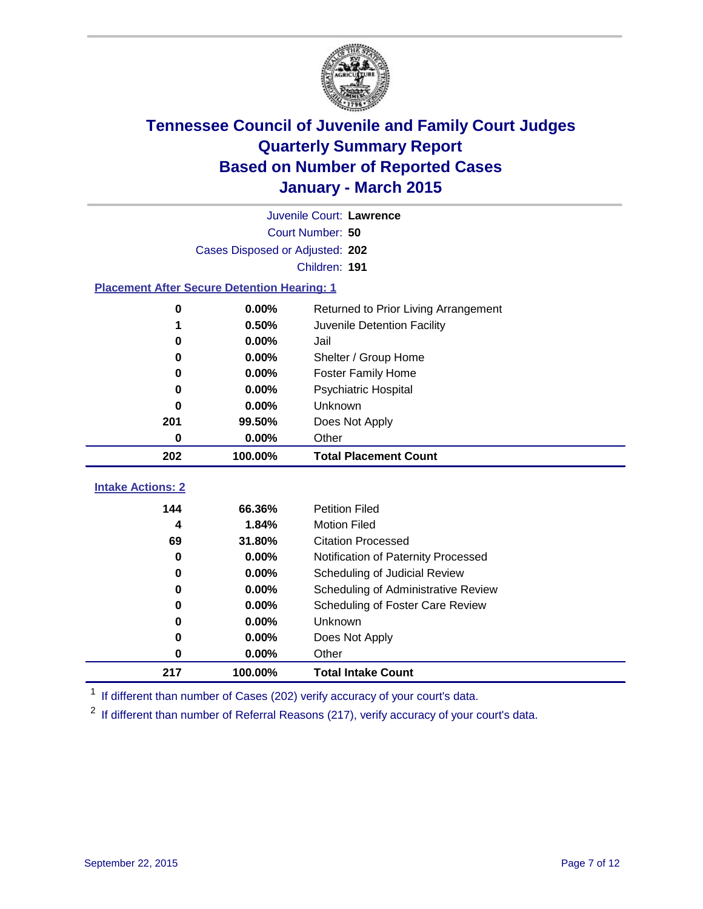# Tennessee Council of Juvenile and Family Court Judges
## Quarterly Summary Report
## Based on Number of Reported Cases
## January - March 2015

Juvenile Court: **Lawrence**

Court Number: **50**

Cases Disposed or Adjusted: **202**

Children: **191**

### Placement After Secure Detention Hearing: 1

| Count | Percent | Placement |
|---|---|---|
| 0 | 0.00% | Returned to Prior Living Arrangement |
| 1 | 0.50% | Juvenile Detention Facility |
| 0 | 0.00% | Jail |
| 0 | 0.00% | Shelter / Group Home |
| 0 | 0.00% | Foster Family Home |
| 0 | 0.00% | Psychiatric Hospital |
| 0 | 0.00% | Unknown |
| 201 | 99.50% | Does Not Apply |
| 0 | 0.00% | Other |
| **202** | **100.00%** | **Total Placement Count** |

### Intake Actions: 2

| Count | Percent | Intake Action |
|---|---|---|
| 144 | 66.36% | Petition Filed |
| 4 | 1.84% | Motion Filed |
| 69 | 31.80% | Citation Processed |
| 0 | 0.00% | Notification of Paternity Processed |
| 0 | 0.00% | Scheduling of Judicial Review |
| 0 | 0.00% | Scheduling of Administrative Review |
| 0 | 0.00% | Scheduling of Foster Care Review |
| 0 | 0.00% | Unknown |
| 0 | 0.00% | Does Not Apply |
| 0 | 0.00% | Other |
| **217** | **100.00%** | **Total Intake Count** |

[1] If different than number of Cases (202) verify accuracy of your court's data.

[2] If different than number of Referral Reasons (217), verify accuracy of your court's data.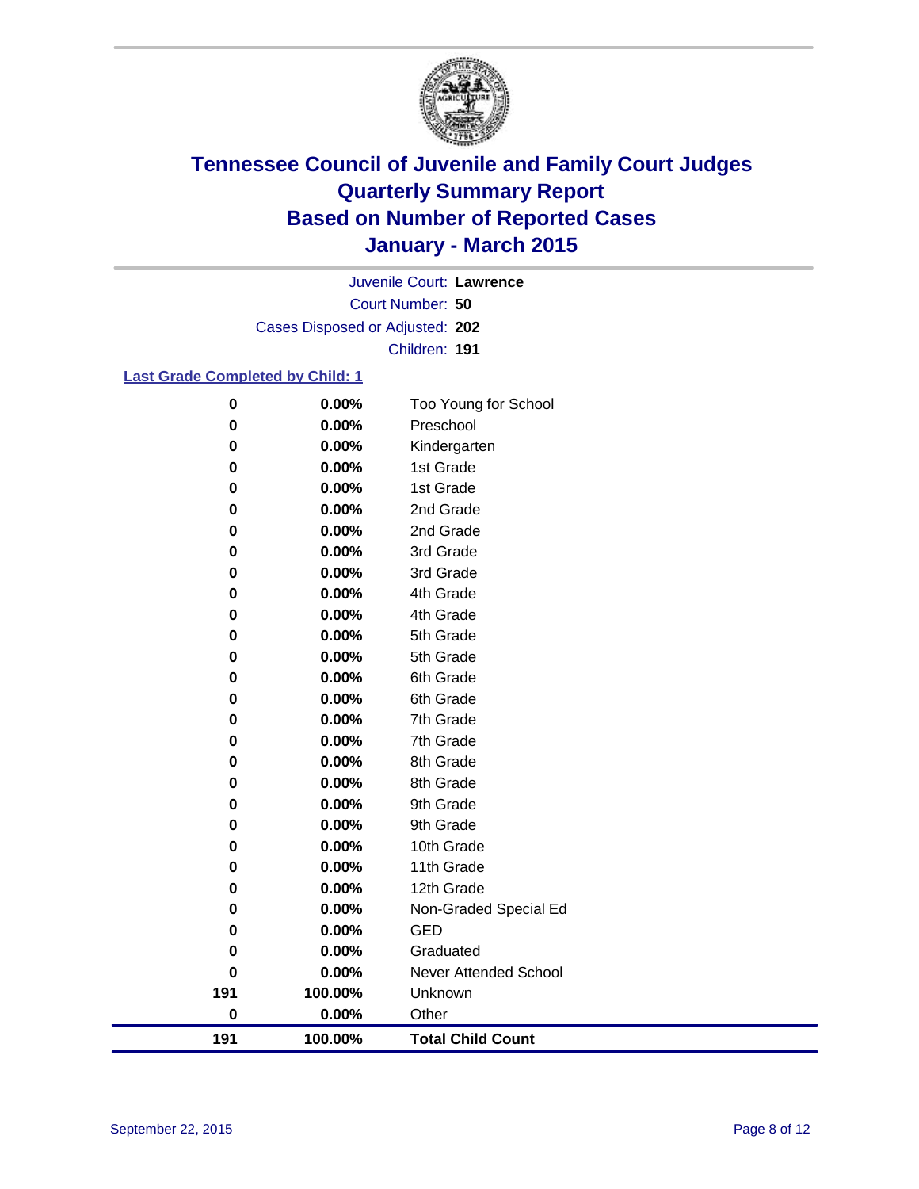# Tennessee Council of Juvenile and Family Court Judges
# Quarterly Summary Report
# Based on Number of Reported Cases
# January - March 2015

Juvenile Court: **Lawrence**

Court Number: **50**

Cases Disposed or Adjusted: **202**

Children: **191**

## Last Grade Completed by Child: 1

| Count | Percent | Grade |
|---|---|---|
| 0 | 0.00% | Too Young for School |
| 0 | 0.00% | Preschool |
| 0 | 0.00% | Kindergarten |
| 0 | 0.00% | 1st Grade |
| 0 | 0.00% | 1st Grade |
| 0 | 0.00% | 2nd Grade |
| 0 | 0.00% | 2nd Grade |
| 0 | 0.00% | 3rd Grade |
| 0 | 0.00% | 3rd Grade |
| 0 | 0.00% | 4th Grade |
| 0 | 0.00% | 4th Grade |
| 0 | 0.00% | 5th Grade |
| 0 | 0.00% | 5th Grade |
| 0 | 0.00% | 6th Grade |
| 0 | 0.00% | 6th Grade |
| 0 | 0.00% | 7th Grade |
| 0 | 0.00% | 7th Grade |
| 0 | 0.00% | 8th Grade |
| 0 | 0.00% | 8th Grade |
| 0 | 0.00% | 9th Grade |
| 0 | 0.00% | 9th Grade |
| 0 | 0.00% | 10th Grade |
| 0 | 0.00% | 11th Grade |
| 0 | 0.00% | 12th Grade |
| 0 | 0.00% | Non-Graded Special Ed |
| 0 | 0.00% | GED |
| 0 | 0.00% | Graduated |
| 0 | 0.00% | Never Attended School |
| 191 | 100.00% | Unknown |
| 0 | 0.00% | Other |
| **191** | **100.00%** | **Total Child Count** |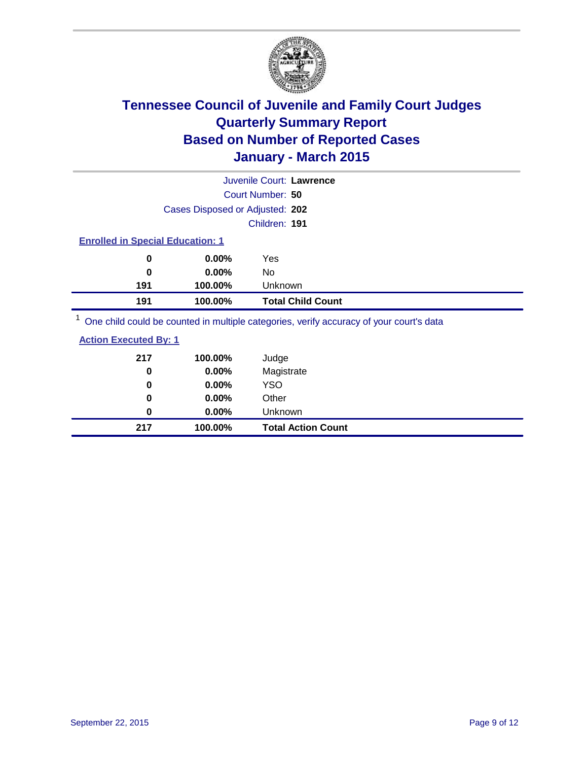# Tennessee Council of Juvenile and Family Court Judges
# Quarterly Summary Report
# Based on Number of Reported Cases
# January - March 2015

Juvenile Court: **Lawrence**
Court Number: **50**
Cases Disposed or Adjusted: **202**
Children: **191**

**Enrolled in Special Education: 1**

| | | |
|---|---|---|
| 0 | 0.00% | Yes |
| 0 | 0.00% | No |
| 191 | 100.00% | Unknown |
| **191** | **100.00%** | **Total Child Count** |

[1] One child could be counted in multiple categories, verify accuracy of your court's data

**Action Executed By: 1**

| | | |
|---|---|---|
| 217 | 100.00% | Judge |
| 0 | 0.00% | Magistrate |
| 0 | 0.00% | YSO |
| 0 | 0.00% | Other |
| 0 | 0.00% | Unknown |
| **217** | **100.00%** | **Total Action Count** |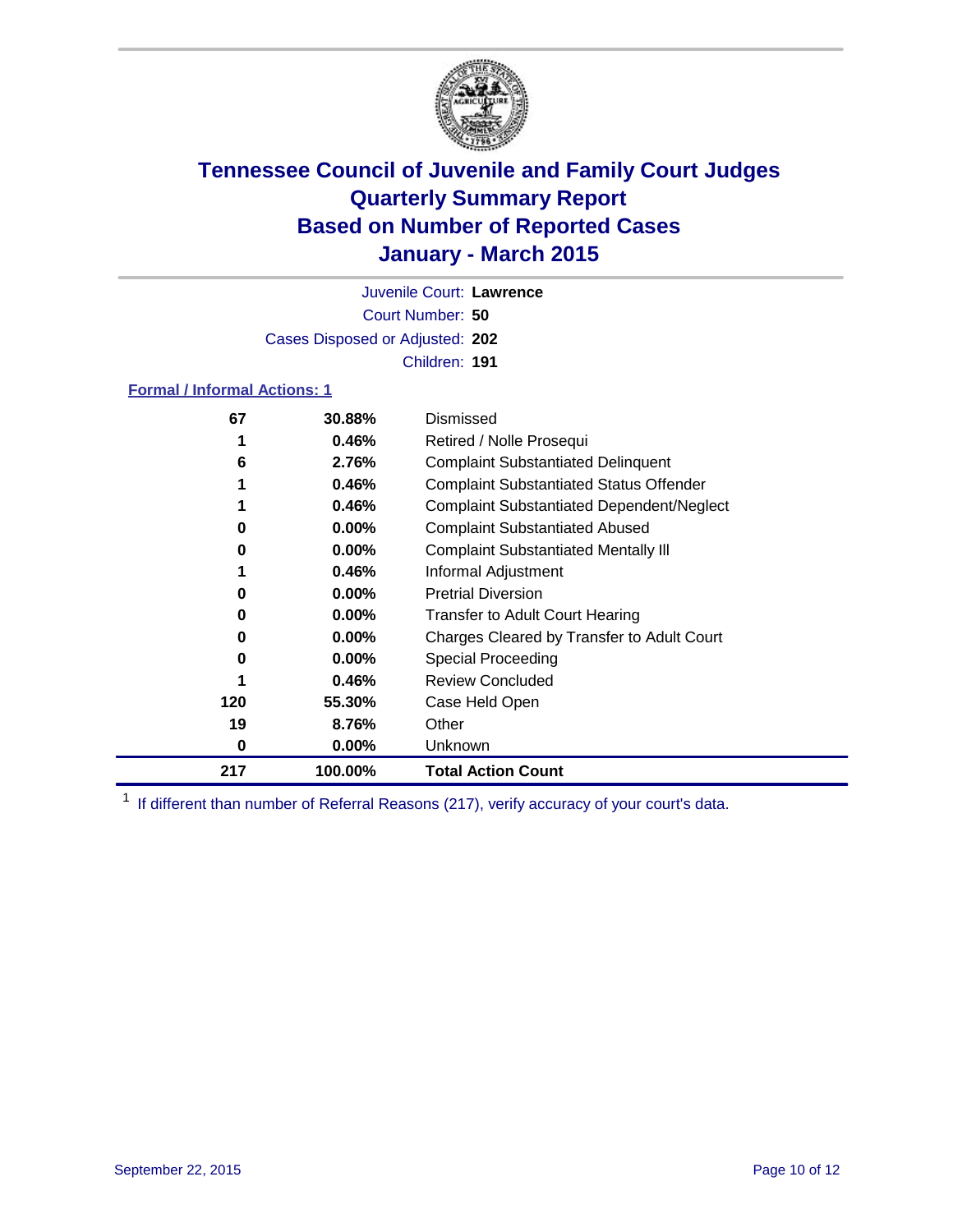# Tennessee Council of Juvenile and Family Court Judges
## Quarterly Summary Report
## Based on Number of Reported Cases
## January - March 2015

Juvenile Court: **Lawrence**

Court Number: **50**

Cases Disposed or Adjusted: **202**

Children: **191**

### Formal / Informal Actions: 1

| Count | Percent | Action |
|---|---|---|
| 67 | 30.88% | Dismissed |
| 1 | 0.46% | Retired / Nolle Prosequi |
| 6 | 2.76% | Complaint Substantiated Delinquent |
| 1 | 0.46% | Complaint Substantiated Status Offender |
| 1 | 0.46% | Complaint Substantiated Dependent/Neglect |
| 0 | 0.00% | Complaint Substantiated Abused |
| 0 | 0.00% | Complaint Substantiated Mentally Ill |
| 1 | 0.46% | Informal Adjustment |
| 0 | 0.00% | Pretrial Diversion |
| 0 | 0.00% | Transfer to Adult Court Hearing |
| 0 | 0.00% | Charges Cleared by Transfer to Adult Court |
| 0 | 0.00% | Special Proceeding |
| 1 | 0.46% | Review Concluded |
| 120 | 55.30% | Case Held Open |
| 19 | 8.76% | Other |
| 0 | 0.00% | Unknown |
| **217** | **100.00%** | **Total Action Count** |

[1] If different than number of Referral Reasons (217), verify accuracy of your court's data.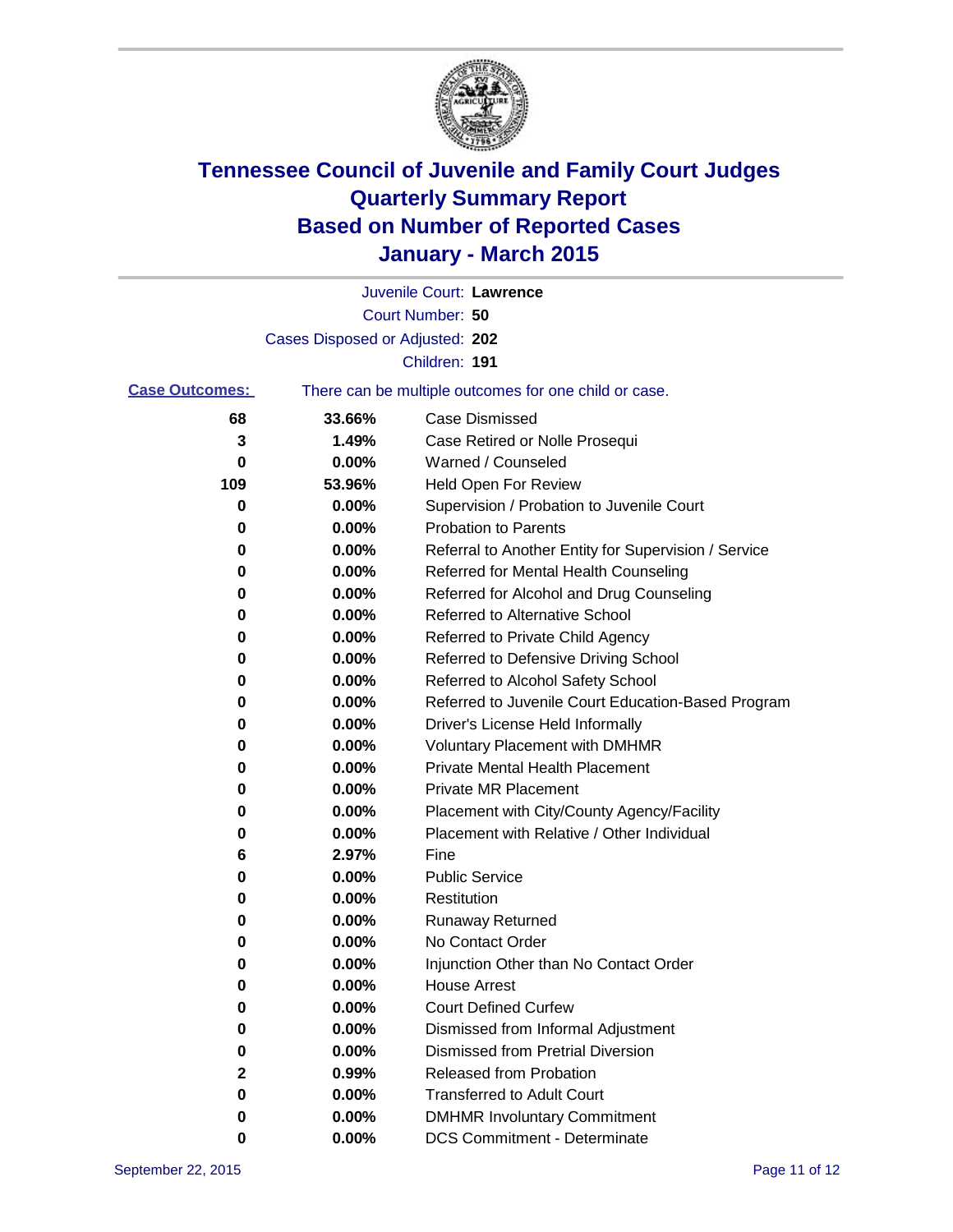# Tennessee Council of Juvenile and Family Court Judges
## Quarterly Summary Report
## Based on Number of Reported Cases
## January - March 2015

Juvenile Court: **Lawrence**
Court Number: **50**
Cases Disposed or Adjusted: **202**
Children: **191**

**Case Outcomes:** There can be multiple outcomes for one child or case.

| Count | Percent | Outcome |
|---|---|---|
| 68 | 33.66% | Case Dismissed |
| 3 | 1.49% | Case Retired or Nolle Prosequi |
| 0 | 0.00% | Warned / Counseled |
| 109 | 53.96% | Held Open For Review |
| 0 | 0.00% | Supervision / Probation to Juvenile Court |
| 0 | 0.00% | Probation to Parents |
| 0 | 0.00% | Referral to Another Entity for Supervision / Service |
| 0 | 0.00% | Referred for Mental Health Counseling |
| 0 | 0.00% | Referred for Alcohol and Drug Counseling |
| 0 | 0.00% | Referred to Alternative School |
| 0 | 0.00% | Referred to Private Child Agency |
| 0 | 0.00% | Referred to Defensive Driving School |
| 0 | 0.00% | Referred to Alcohol Safety School |
| 0 | 0.00% | Referred to Juvenile Court Education-Based Program |
| 0 | 0.00% | Driver's License Held Informally |
| 0 | 0.00% | Voluntary Placement with DMHMR |
| 0 | 0.00% | Private Mental Health Placement |
| 0 | 0.00% | Private MR Placement |
| 0 | 0.00% | Placement with City/County Agency/Facility |
| 0 | 0.00% | Placement with Relative / Other Individual |
| 6 | 2.97% | Fine |
| 0 | 0.00% | Public Service |
| 0 | 0.00% | Restitution |
| 0 | 0.00% | Runaway Returned |
| 0 | 0.00% | No Contact Order |
| 0 | 0.00% | Injunction Other than No Contact Order |
| 0 | 0.00% | House Arrest |
| 0 | 0.00% | Court Defined Curfew |
| 0 | 0.00% | Dismissed from Informal Adjustment |
| 0 | 0.00% | Dismissed from Pretrial Diversion |
| 2 | 0.99% | Released from Probation |
| 0 | 0.00% | Transferred to Adult Court |
| 0 | 0.00% | DMHMR Involuntary Commitment |
| 0 | 0.00% | DCS Commitment - Determinate |

September 22, 2015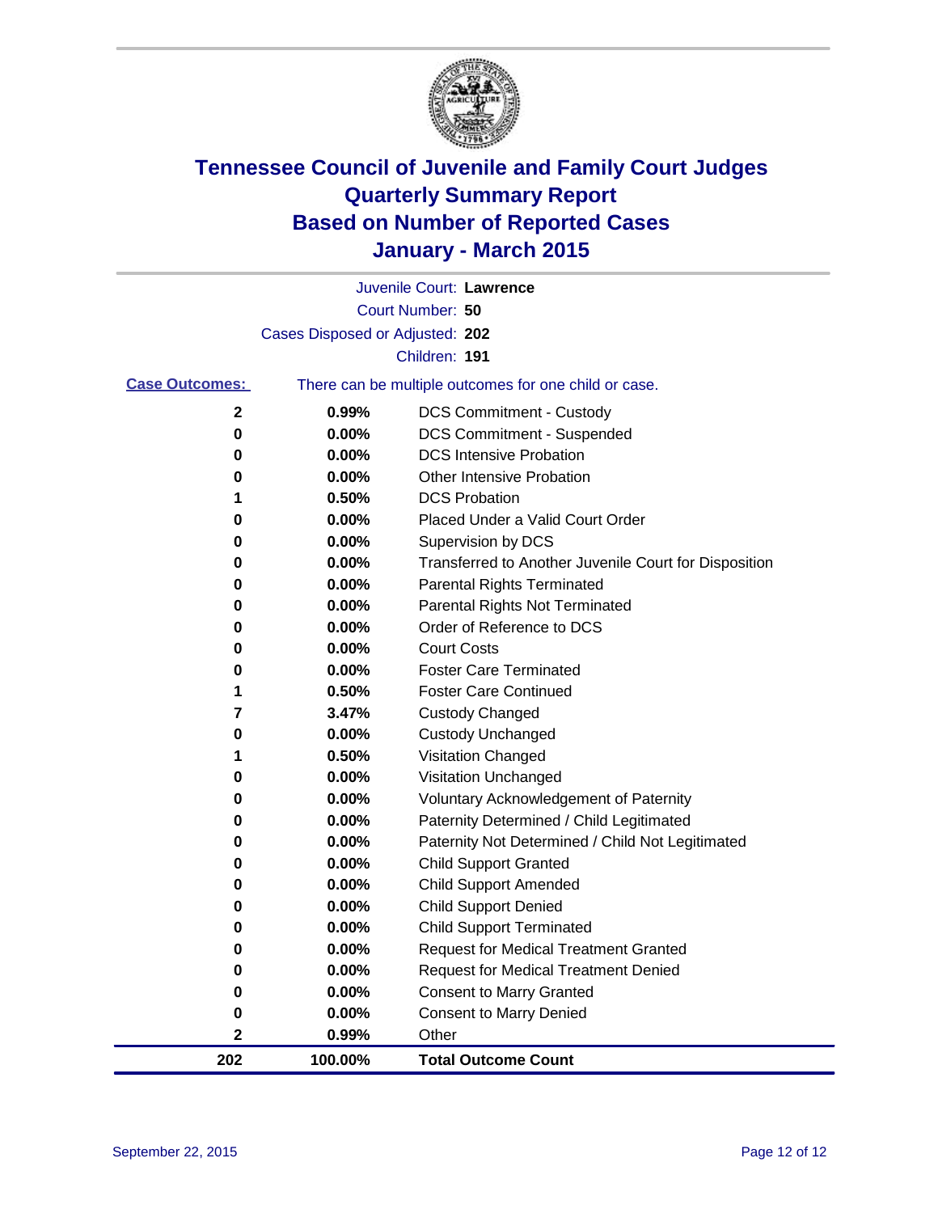# Tennessee Council of Juvenile and Family Court Judges
# Quarterly Summary Report
# Based on Number of Reported Cases
# January - March 2015

Juvenile Court: **Lawrence**

Court Number: **50**

Cases Disposed or Adjusted: **202**

Children: **191**

**Case Outcomes:** There can be multiple outcomes for one child or case.

| | | |
|---|---|---|
| 2 | 0.99% | DCS Commitment - Custody |
| 0 | 0.00% | DCS Commitment - Suspended |
| 0 | 0.00% | DCS Intensive Probation |
| 0 | 0.00% | Other Intensive Probation |
| 1 | 0.50% | DCS Probation |
| 0 | 0.00% | Placed Under a Valid Court Order |
| 0 | 0.00% | Supervision by DCS |
| 0 | 0.00% | Transferred to Another Juvenile Court for Disposition |
| 0 | 0.00% | Parental Rights Terminated |
| 0 | 0.00% | Parental Rights Not Terminated |
| 0 | 0.00% | Order of Reference to DCS |
| 0 | 0.00% | Court Costs |
| 0 | 0.00% | Foster Care Terminated |
| 1 | 0.50% | Foster Care Continued |
| 7 | 3.47% | Custody Changed |
| 0 | 0.00% | Custody Unchanged |
| 1 | 0.50% | Visitation Changed |
| 0 | 0.00% | Visitation Unchanged |
| 0 | 0.00% | Voluntary Acknowledgement of Paternity |
| 0 | 0.00% | Paternity Determined / Child Legitimated |
| 0 | 0.00% | Paternity Not Determined / Child Not Legitimated |
| 0 | 0.00% | Child Support Granted |
| 0 | 0.00% | Child Support Amended |
| 0 | 0.00% | Child Support Denied |
| 0 | 0.00% | Child Support Terminated |
| 0 | 0.00% | Request for Medical Treatment Granted |
| 0 | 0.00% | Request for Medical Treatment Denied |
| 0 | 0.00% | Consent to Marry Granted |
| 0 | 0.00% | Consent to Marry Denied |
| 2 | 0.99% | Other |
| **202** | **100.00%** | **Total Outcome Count** |

September 22, 2015